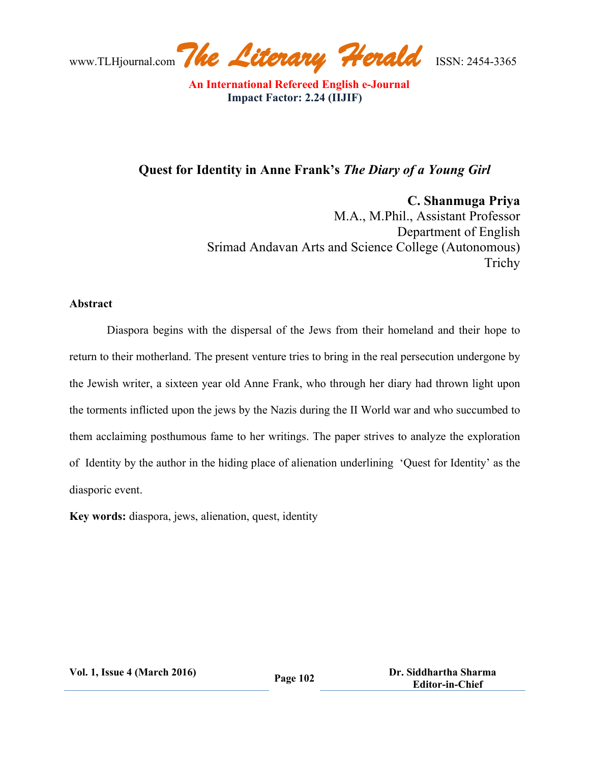# Quest for Identity in Anne Frank's *The Diary of a Young Girl*

**C. Shanmuga Priya**
M.A., M.Phil., Assistant Professor
Department of English
Srimad Andavan Arts and Science College (Autonomous)
Trichy

**Abstract**

Diaspora begins with the dispersal of the Jews from their homeland and their hope to return to their motherland. The present venture tries to bring in the real persecution undergone by the Jewish writer, a sixteen year old Anne Frank, who through her diary had thrown light upon the torments inflicted upon the jews by the Nazis during the II World war and who succumbed to them acclaiming posthumous fame to her writings. The paper strives to analyze the exploration of Identity by the author in the hiding place of alienation underlining 'Quest for Identity' as the diasporic event.

**Key words:** diaspora, jews, alienation, quest, identity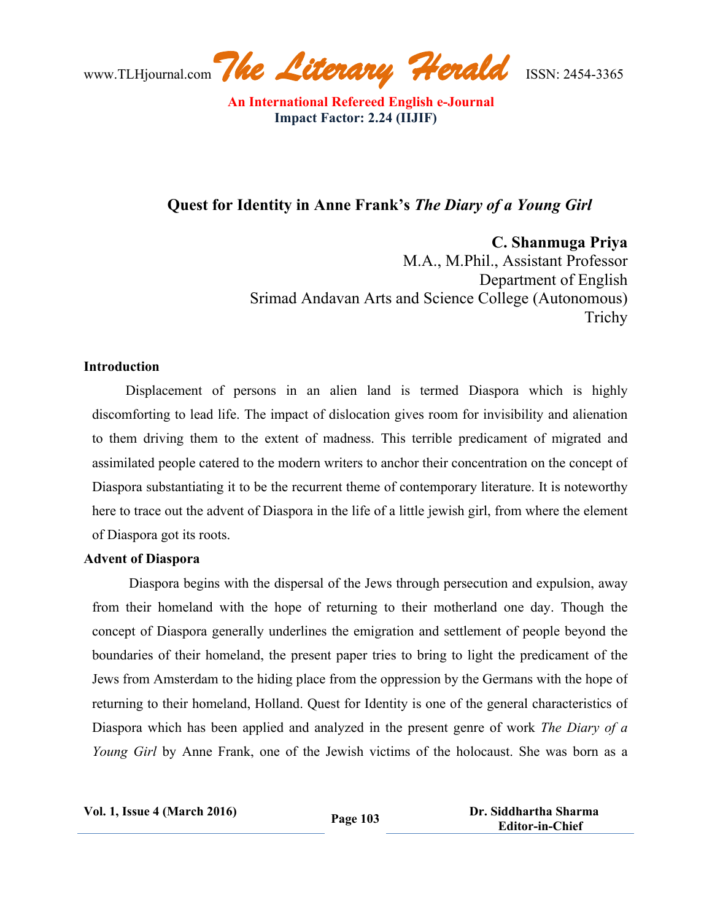## Quest for Identity in Anne Frank's *The Diary of a Young Girl*

**C. Shanmuga Priya**
M.A., M.Phil., Assistant Professor
Department of English
Srimad Andavan Arts and Science College (Autonomous)
Trichy

### Introduction

Displacement of persons in an alien land is termed Diaspora which is highly discomforting to lead life. The impact of dislocation gives room for invisibility and alienation to them driving them to the extent of madness. This terrible predicament of migrated and assimilated people catered to the modern writers to anchor their concentration on the concept of Diaspora substantiating it to be the recurrent theme of contemporary literature. It is noteworthy here to trace out the advent of Diaspora in the life of a little jewish girl, from where the element of Diaspora got its roots.

### Advent of Diaspora

Diaspora begins with the dispersal of the Jews through persecution and expulsion, away from their homeland with the hope of returning to their motherland one day. Though the concept of Diaspora generally underlines the emigration and settlement of people beyond the boundaries of their homeland, the present paper tries to bring to light the predicament of the Jews from Amsterdam to the hiding place from the oppression by the Germans with the hope of returning to their homeland, Holland. Quest for Identity is one of the general characteristics of Diaspora which has been applied and analyzed in the present genre of work *The Diary of a Young Girl* by Anne Frank, one of the Jewish victims of the holocaust. She was born as a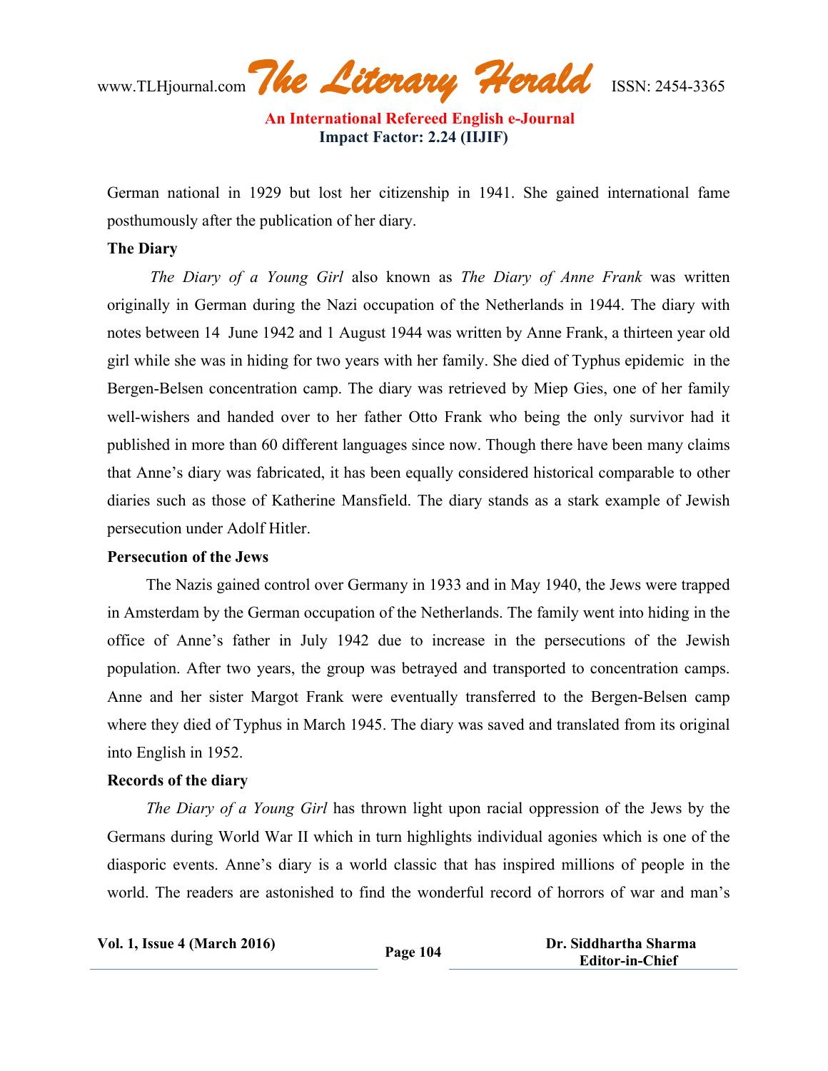German national in 1929 but lost her citizenship in 1941. She gained international fame posthumously after the publication of her diary.

**The Diary**

*The Diary of a Young Girl* also known as *The Diary of Anne Frank* was written originally in German during the Nazi occupation of the Netherlands in 1944. The diary with notes between 14 June 1942 and 1 August 1944 was written by Anne Frank, a thirteen year old girl while she was in hiding for two years with her family. She died of Typhus epidemic in the Bergen-Belsen concentration camp. The diary was retrieved by Miep Gies, one of her family well-wishers and handed over to her father Otto Frank who being the only survivor had it published in more than 60 different languages since now. Though there have been many claims that Anne's diary was fabricated, it has been equally considered historical comparable to other diaries such as those of Katherine Mansfield. The diary stands as a stark example of Jewish persecution under Adolf Hitler.

**Persecution of the Jews**

The Nazis gained control over Germany in 1933 and in May 1940, the Jews were trapped in Amsterdam by the German occupation of the Netherlands. The family went into hiding in the office of Anne's father in July 1942 due to increase in the persecutions of the Jewish population. After two years, the group was betrayed and transported to concentration camps. Anne and her sister Margot Frank were eventually transferred to the Bergen-Belsen camp where they died of Typhus in March 1945. The diary was saved and translated from its original into English in 1952.

**Records of the diary**

*The Diary of a Young Girl* has thrown light upon racial oppression of the Jews by the Germans during World War II which in turn highlights individual agonies which is one of the diasporic events. Anne's diary is a world classic that has inspired millions of people in the world. The readers are astonished to find the wonderful record of horrors of war and man's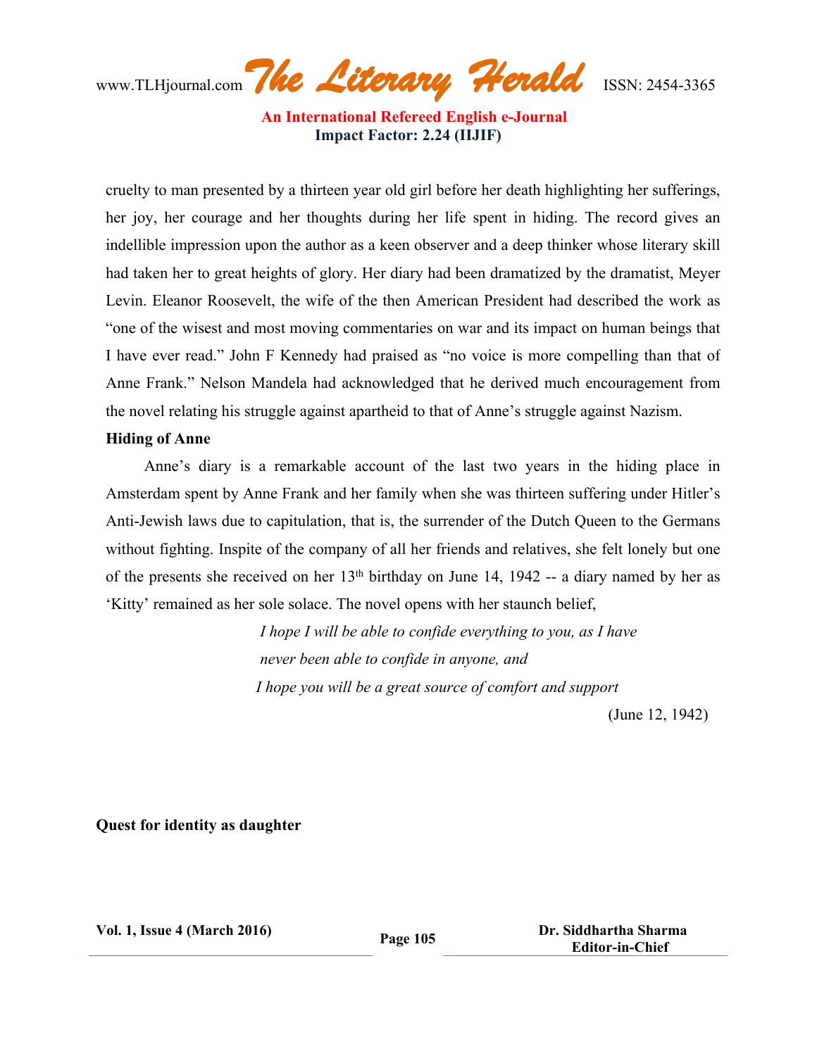cruelty to man presented by a thirteen year old girl before her death highlighting her sufferings, her joy, her courage and her thoughts during her life spent in hiding. The record gives an indellible impression upon the author as a keen observer and a deep thinker whose literary skill had taken her to great heights of glory. Her diary had been dramatized by the dramatist, Meyer Levin. Eleanor Roosevelt, the wife of the then American President had described the work as "one of the wisest and most moving commentaries on war and its impact on human beings that I have ever read." John F Kennedy had praised as "no voice is more compelling than that of Anne Frank." Nelson Mandela had acknowledged that he derived much encouragement from the novel relating his struggle against apartheid to that of Anne's struggle against Nazism.

**Hiding of Anne**

Anne's diary is a remarkable account of the last two years in the hiding place in Amsterdam spent by Anne Frank and her family when she was thirteen suffering under Hitler's Anti-Jewish laws due to capitulation, that is, the surrender of the Dutch Queen to the Germans without fighting. Inspite of the company of all her friends and relatives, she felt lonely but one of the presents she received on her 13th birthday on June 14, 1942 -- a diary named by her as 'Kitty' remained as her sole solace. The novel opens with her staunch belief,

> *I hope I will be able to confide everything to you, as I have*
> *never been able to confide in anyone, and*
> *I hope you will be a great source of comfort and support*
>
> (June 12, 1942)

**Quest for identity as daughter**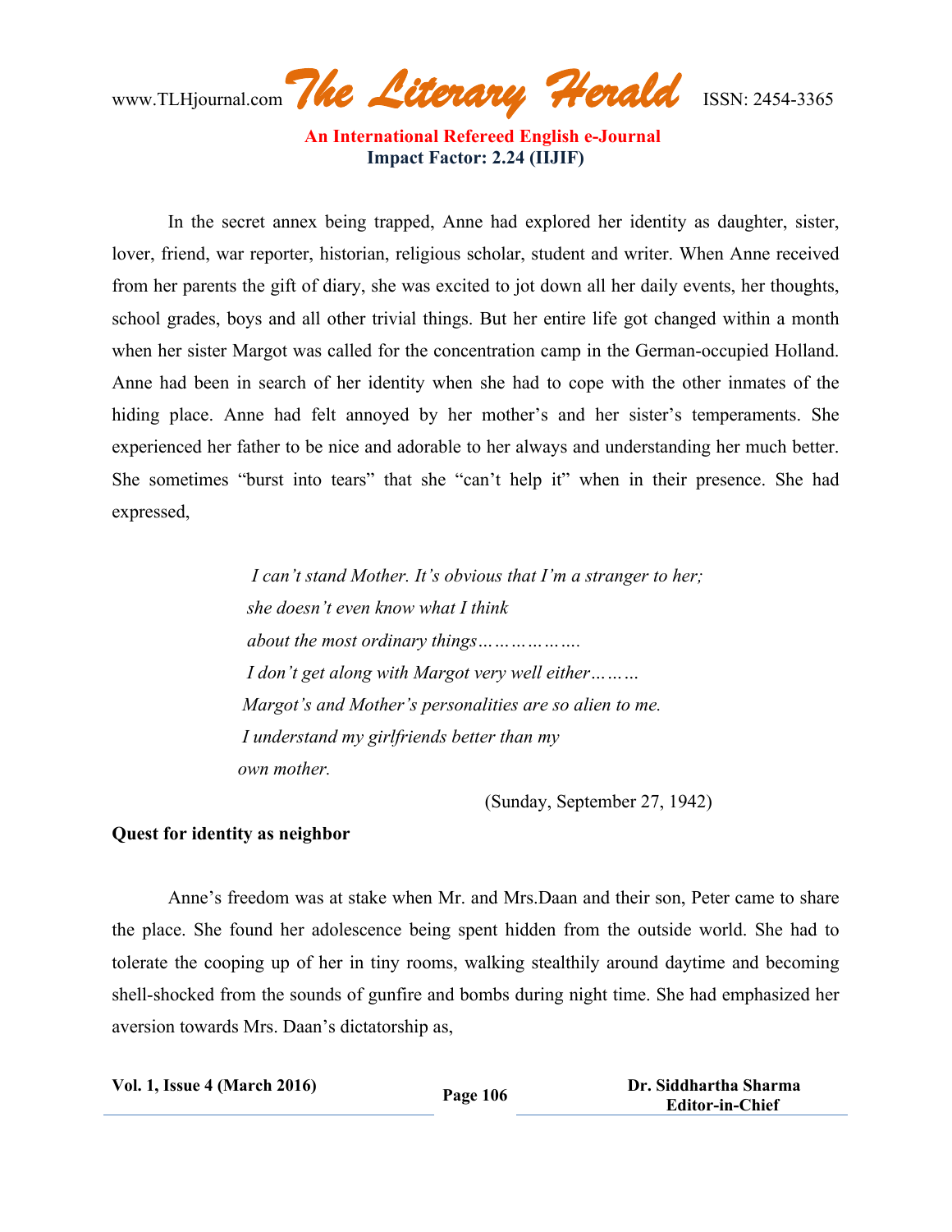In the secret annex being trapped, Anne had explored her identity as daughter, sister, lover, friend, war reporter, historian, religious scholar, student and writer. When Anne received from her parents the gift of diary, she was excited to jot down all her daily events, her thoughts, school grades, boys and all other trivial things. But her entire life got changed within a month when her sister Margot was called for the concentration camp in the German-occupied Holland. Anne had been in search of her identity when she had to cope with the other inmates of the hiding place. Anne had felt annoyed by her mother's and her sister's temperaments. She experienced her father to be nice and adorable to her always and understanding her much better. She sometimes "burst into tears" that she "can't help it" when in their presence. She had expressed,

> *I can't stand Mother. It's obvious that I'm a stranger to her;*
> *she doesn't even know what I think*
> *about the most ordinary things……………….*
> *I don't get along with Margot very well either………*
> *Margot's and Mother's personalities are so alien to me.*
> *I understand my girlfriends better than my*
> *own mother.*
>
> (Sunday, September 27, 1942)

**Quest for identity as neighbor**

Anne's freedom was at stake when Mr. and Mrs.Daan and their son, Peter came to share the place. She found her adolescence being spent hidden from the outside world. She had to tolerate the cooping up of her in tiny rooms, walking stealthily around daytime and becoming shell-shocked from the sounds of gunfire and bombs during night time. She had emphasized her aversion towards Mrs. Daan's dictatorship as,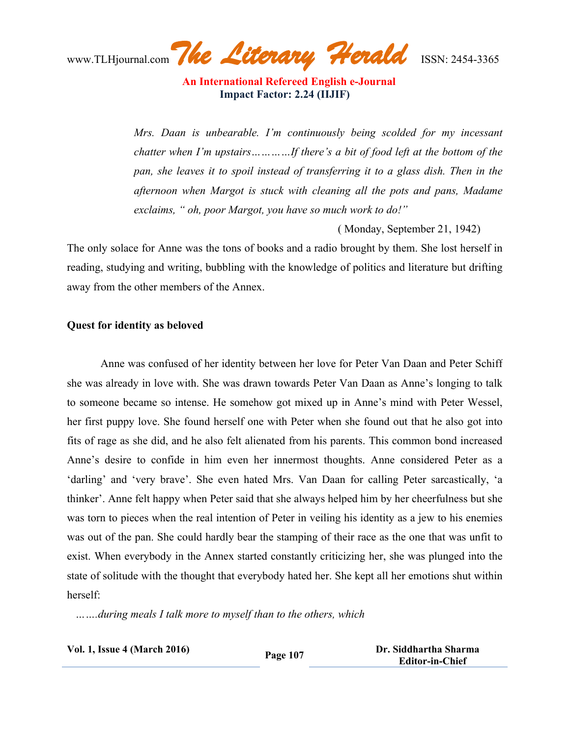> *Mrs. Daan is unbearable. I'm continuously being scolded for my incessant chatter when I'm upstairs…………If there's a bit of food left at the bottom of the pan, she leaves it to spoil instead of transferring it to a glass dish. Then in the afternoon when Margot is stuck with cleaning all the pots and pans, Madame exclaims, " oh, poor Margot, you have so much work to do!"*
>
> ( Monday, September 21, 1942)

The only solace for Anne was the tons of books and a radio brought by them. She lost herself in reading, studying and writing, bubbling with the knowledge of politics and literature but drifting away from the other members of the Annex.

**Quest for identity as beloved**

Anne was confused of her identity between her love for Peter Van Daan and Peter Schiff she was already in love with. She was drawn towards Peter Van Daan as Anne's longing to talk to someone became so intense. He somehow got mixed up in Anne's mind with Peter Wessel, her first puppy love. She found herself one with Peter when she found out that he also got into fits of rage as she did, and he also felt alienated from his parents. This common bond increased Anne's desire to confide in him even her innermost thoughts. Anne considered Peter as a 'darling' and 'very brave'. She even hated Mrs. Van Daan for calling Peter sarcastically, 'a thinker'. Anne felt happy when Peter said that she always helped him by her cheerfulness but she was torn to pieces when the real intention of Peter in veiling his identity as a jew to his enemies was out of the pan. She could hardly bear the stamping of their race as the one that was unfit to exist. When everybody in the Annex started constantly criticizing her, she was plunged into the state of solitude with the thought that everybody hated her. She kept all her emotions shut within herself:

*…….during meals I talk more to myself than to the others, which*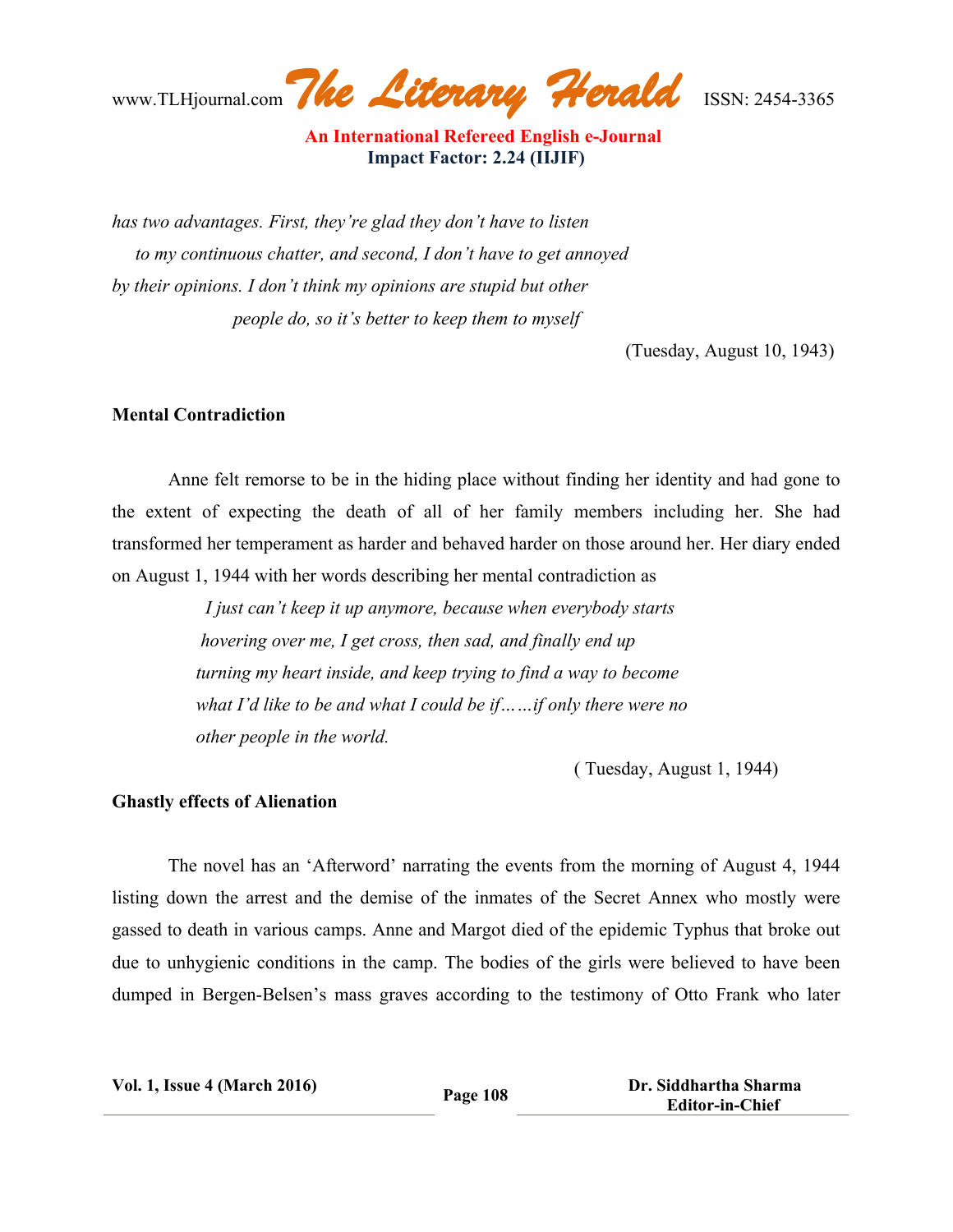*has two advantages. First, they're glad they don't have to listen to my continuous chatter, and second, I don't have to get annoyed by their opinions. I don't think my opinions are stupid but other people do, so it's better to keep them to myself*

(Tuesday, August 10, 1943)

**Mental Contradiction**

Anne felt remorse to be in the hiding place without finding her identity and had gone to the extent of expecting the death of all of her family members including her. She had transformed her temperament as harder and behaved harder on those around her. Her diary ended on August 1, 1944 with her words describing her mental contradiction as

> *I just can't keep it up anymore, because when everybody starts hovering over me, I get cross, then sad, and finally end up turning my heart inside, and keep trying to find a way to become what I'd like to be and what I could be if……if only there were no other people in the world.*

( Tuesday, August 1, 1944)

**Ghastly effects of Alienation**

The novel has an 'Afterword' narrating the events from the morning of August 4, 1944 listing down the arrest and the demise of the inmates of the Secret Annex who mostly were gassed to death in various camps. Anne and Margot died of the epidemic Typhus that broke out due to unhygienic conditions in the camp. The bodies of the girls were believed to have been dumped in Bergen-Belsen's mass graves according to the testimony of Otto Frank who later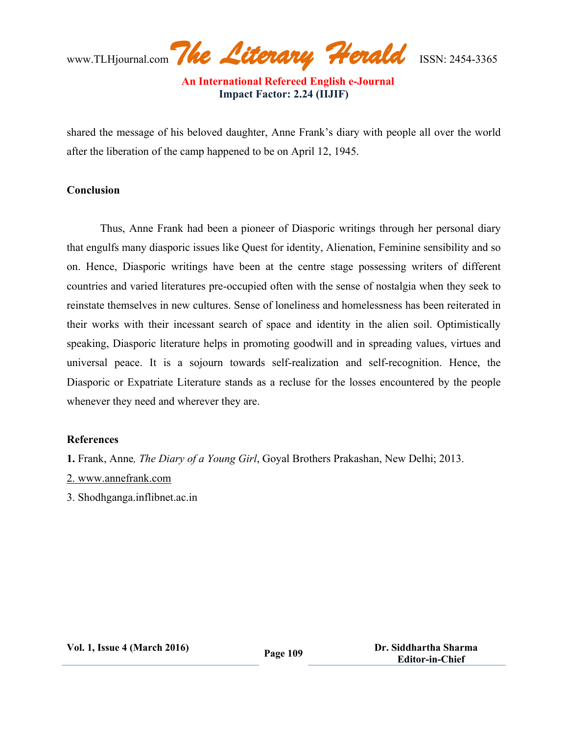shared the message of his beloved daughter, Anne Frank's diary with people all over the world after the liberation of the camp happened to be on April 12, 1945.

## Conclusion

Thus, Anne Frank had been a pioneer of Diasporic writings through her personal diary that engulfs many diasporic issues like Quest for identity, Alienation, Feminine sensibility and so on. Hence, Diasporic writings have been at the centre stage possessing writers of different countries and varied literatures pre-occupied often with the sense of nostalgia when they seek to reinstate themselves in new cultures. Sense of loneliness and homelessness has been reiterated in their works with their incessant search of space and identity in the alien soil. Optimistically speaking, Diasporic literature helps in promoting goodwill and in spreading values, virtues and universal peace. It is a sojourn towards self-realization and self-recognition. Hence, the Diasporic or Expatriate Literature stands as a recluse for the losses encountered by the people whenever they need and wherever they are.

## References

**1.** Frank, Anne*, The Diary of a Young Girl*, Goyal Brothers Prakashan, New Delhi; 2013.

2. www.annefrank.com

3. Shodhganga.inflibnet.ac.in